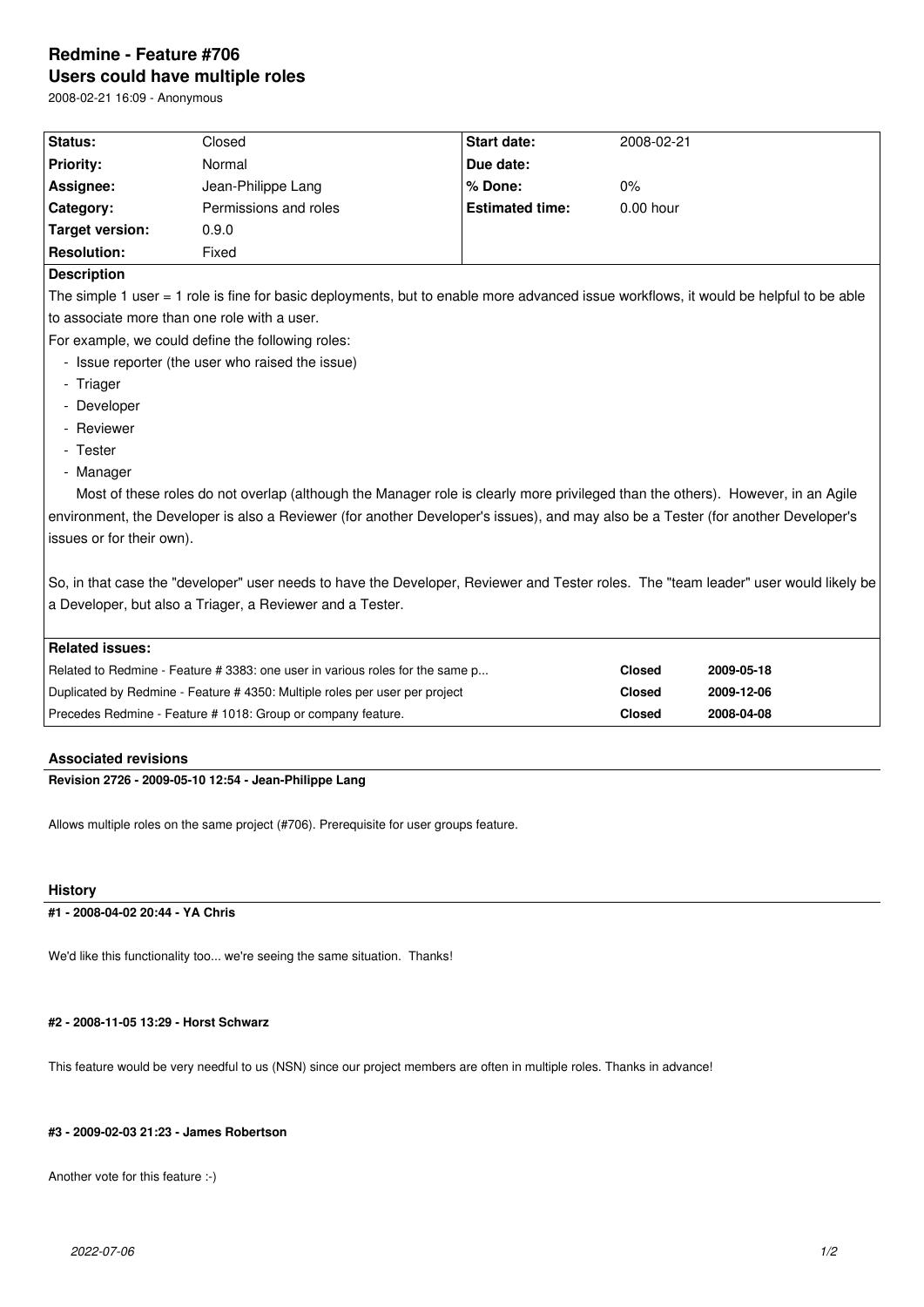# Redmine - Feature #706

## Users could have multiple roles

2008-02-21 16:09 - Anonymous

| | | | |
|---|---|---|---|
| **Status:** | Closed | **Start date:** | 2008-02-21 |
| **Priority:** | Normal | **Due date:** | |
| **Assignee:** | Jean-Philippe Lang | **% Done:** | 0% |
| **Category:** | Permissions and roles | **Estimated time:** | 0.00 hour |
| **Target version:** | 0.9.0 | | |
| **Resolution:** | Fixed | | |

**Description**

The simple 1 user = 1 role is fine for basic deployments, but to enable more advanced issue workflows, it would be helpful to be able to associate more than one role with a user.

For example, we could define the following roles:

- Issue reporter (the user who raised the issue)
- Triager
- Developer
- Reviewer
- Tester
- Manager

Most of these roles do not overlap (although the Manager role is clearly more privileged than the others). However, in an Agile environment, the Developer is also a Reviewer (for another Developer's issues), and may also be a Tester (for another Developer's issues or for their own).

So, in that case the "developer" user needs to have the Developer, Reviewer and Tester roles. The "team leader" user would likely be a Developer, but also a Triager, a Reviewer and a Tester.

**Related issues:**

| | | |
|---|---|---|
| Related to Redmine - Feature # 3383: one user in various roles for the same p... | **Closed** | **2009-05-18** |
| Duplicated by Redmine - Feature # 4350: Multiple roles per user per project | **Closed** | **2009-12-06** |
| Precedes Redmine - Feature # 1018: Group or company feature. | **Closed** | **2008-04-08** |

### Associated revisions

**Revision 2726 - 2009-05-10 12:54 - Jean-Philippe Lang**

Allows multiple roles on the same project (#706). Prerequisite for user groups feature.

### History

**#1 - 2008-04-02 20:44 - YA Chris**

We'd like this functionality too... we're seeing the same situation. Thanks!

**#2 - 2008-11-05 13:29 - Horst Schwarz**

This feature would be very needful to us (NSN) since our project members are often in multiple roles. Thanks in advance!

**#3 - 2009-02-03 21:23 - James Robertson**

Another vote for this feature :-)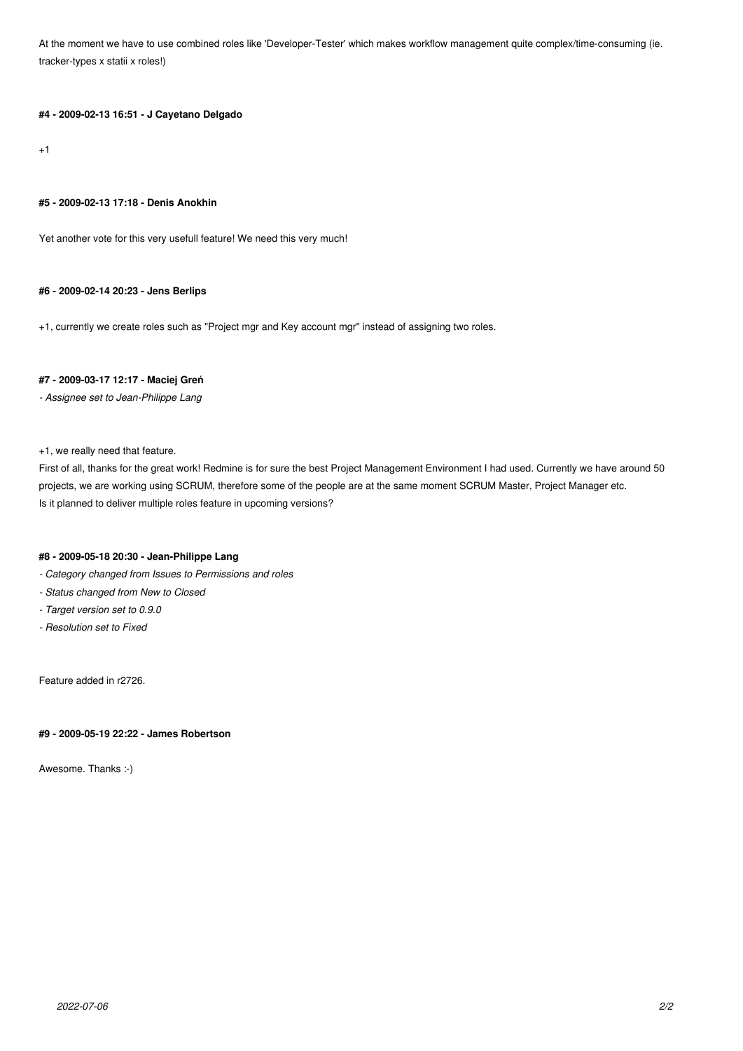At the moment we have to use combined roles like 'Developer-Tester' which makes workflow management quite complex/time-consuming (ie. tracker-types x statii x roles!)

#### #4 - 2009-02-13 16:51 - J Cayetano Delgado

+1

#### #5 - 2009-02-13 17:18 - Denis Anokhin

Yet another vote for this very usefull feature! We need this very much!

#### #6 - 2009-02-14 20:23 - Jens Berlips

+1, currently we create roles such as "Project mgr and Key account mgr" instead of assigning two roles.

#### #7 - 2009-03-17 12:17 - Maciej Greń

*- Assignee set to Jean-Philippe Lang*

+1, we really need that feature.
First of all, thanks for the great work! Redmine is for sure the best Project Management Environment I had used. Currently we have around 50 projects, we are working using SCRUM, therefore some of the people are at the same moment SCRUM Master, Project Manager etc.
Is it planned to deliver multiple roles feature in upcoming versions?

#### #8 - 2009-05-18 20:30 - Jean-Philippe Lang

*- Category changed from Issues to Permissions and roles*
*- Status changed from New to Closed*
*- Target version set to 0.9.0*
*- Resolution set to Fixed*

Feature added in r2726.

#### #9 - 2009-05-19 22:22 - James Robertson

Awesome. Thanks :-)